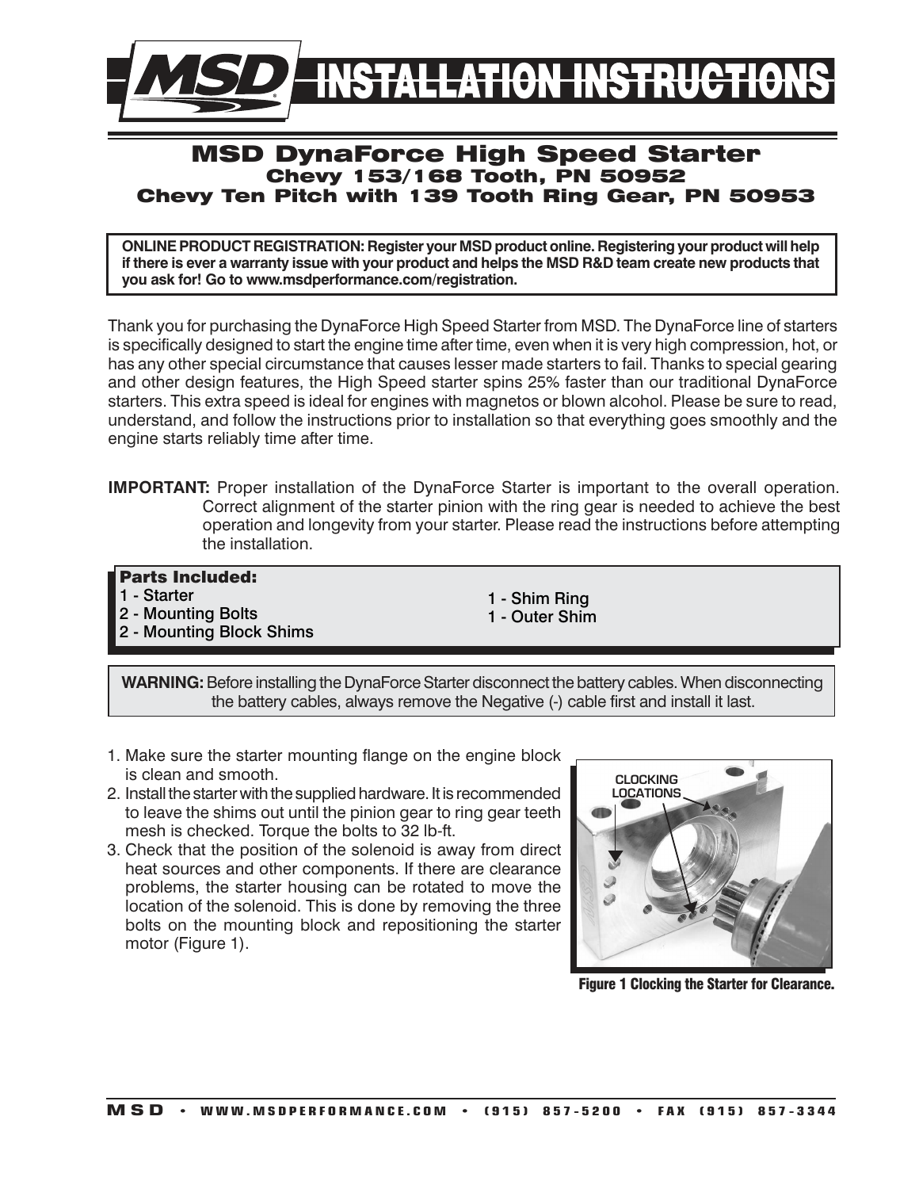# MSD INSTALLATION INSTRUCTIONS

## MSD DynaForce High Speed Starter
### Chevy 153/168 Tooth, PN 50952
### Chevy Ten Pitch with 139 Tooth Ring Gear, PN 50953

**ONLINE PRODUCT REGISTRATION: Register your MSD product online. Registering your product will help if there is ever a warranty issue with your product and helps the MSD R&D team create new products that you ask for! Go to www.msdperformance.com/registration.**

Thank you for purchasing the DynaForce High Speed Starter from MSD. The DynaForce line of starters is specifically designed to start the engine time after time, even when it is very high compression, hot, or has any other special circumstance that causes lesser made starters to fail. Thanks to special gearing and other design features, the High Speed starter spins 25% faster than our traditional DynaForce starters. This extra speed is ideal for engines with magnetos or blown alcohol. Please be sure to read, understand, and follow the instructions prior to installation so that everything goes smoothly and the engine starts reliably time after time.

**IMPORTANT:** Proper installation of the DynaForce Starter is important to the overall operation. Correct alignment of the starter pinion with the ring gear is needed to achieve the best operation and longevity from your starter. Please read the instructions before attempting the installation.

**Parts Included:**
- 1 - Starter
- 2 - Mounting Bolts
- 2 - Mounting Block Shims
- 1 - Shim Ring
- 1 - Outer Shim

**WARNING:** Before installing the DynaForce Starter disconnect the battery cables. When disconnecting the battery cables, always remove the Negative (-) cable first and install it last.

1. Make sure the starter mounting flange on the engine block is clean and smooth.
2. Install the starter with the supplied hardware. It is recommended to leave the shims out until the pinion gear to ring gear teeth mesh is checked. Torque the bolts to 32 lb-ft.
3. Check that the position of the solenoid is away from direct heat sources and other components. If there are clearance problems, the starter housing can be rotated to move the location of the solenoid. This is done by removing the three bolts on the mounting block and repositioning the starter motor (Figure 1).

CLOCKING LOCATIONS

**Figure 1 Clocking the Starter for Clearance.**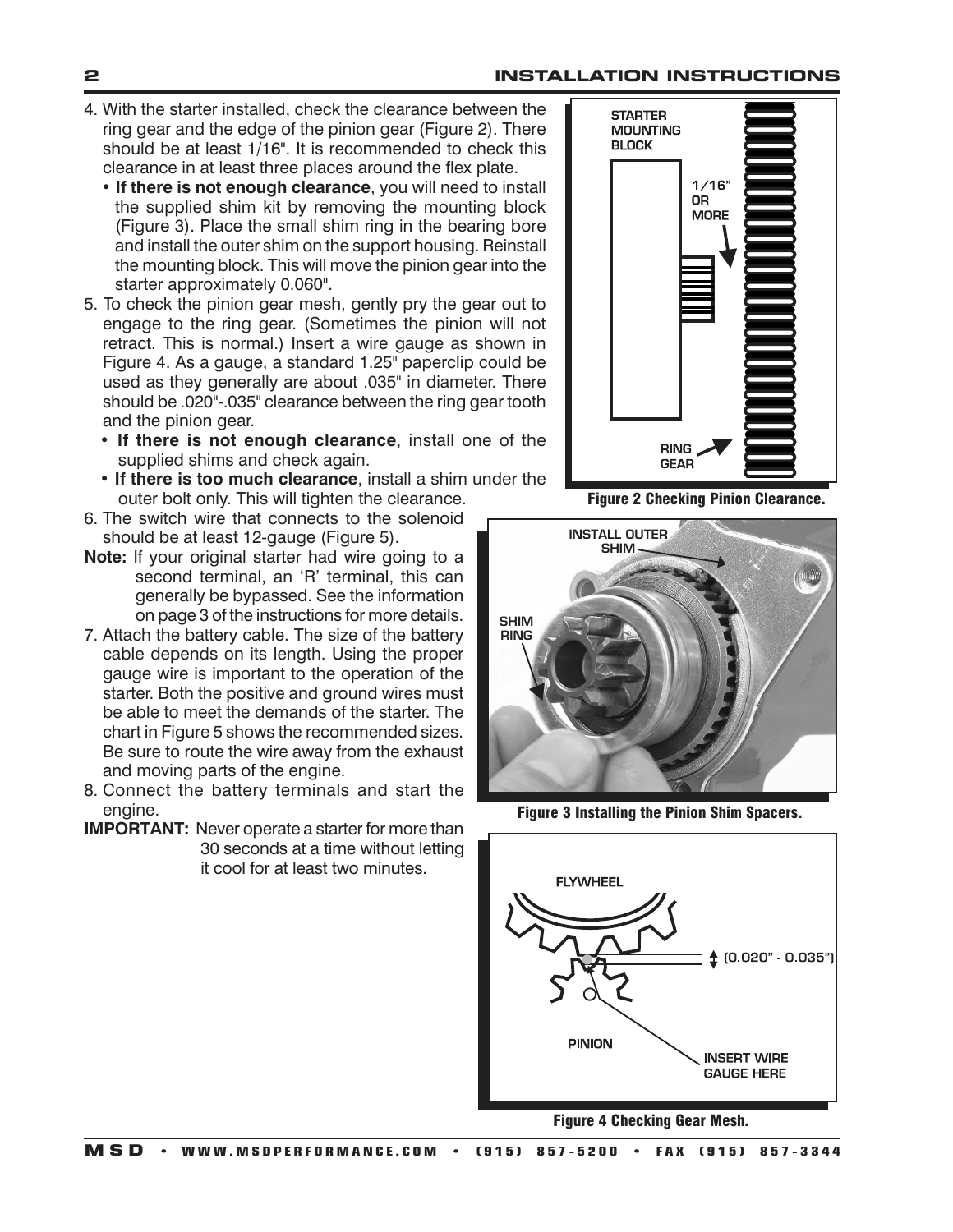4. With the starter installed, check the clearance between the ring gear and the edge of the pinion gear (Figure 2). There should be at least 1/16". It is recommended to check this clearance in at least three places around the flex plate.
   - **If there is not enough clearance**, you will need to install the supplied shim kit by removing the mounting block (Figure 3). Place the small shim ring in the bearing bore and install the outer shim on the support housing. Reinstall the mounting block. This will move the pinion gear into the starter approximately 0.060".
5. To check the pinion gear mesh, gently pry the gear out to engage to the ring gear. (Sometimes the pinion will not retract. This is normal.) Insert a wire gauge as shown in Figure 4. As a gauge, a standard 1.25" paperclip could be used as they generally are about .035" in diameter. There should be .020"-.035" clearance between the ring gear tooth and the pinion gear.
   - **If there is not enough clearance**, install one of the supplied shims and check again.
   - **If there is too much clearance**, install a shim under the outer bolt only. This will tighten the clearance.
6. The switch wire that connects to the solenoid should be at least 12-gauge (Figure 5).

**Note:** If your original starter had wire going to a second terminal, an 'R' terminal, this can generally be bypassed. See the information on page 3 of the instructions for more details.

7. Attach the battery cable. The size of the battery cable depends on its length. Using the proper gauge wire is important to the operation of the starter. Both the positive and ground wires must be able to meet the demands of the starter. The chart in Figure 5 shows the recommended sizes. Be sure to route the wire away from the exhaust and moving parts of the engine.
8. Connect the battery terminals and start the engine.

**IMPORTANT:** Never operate a starter for more than 30 seconds at a time without letting it cool for at least two minutes.

STARTER MOUNTING BLOCK
1/16" OR MORE
RING GEAR

**Figure 2 Checking Pinion Clearance.**

INSTALL OUTER SHIM
SHIM RING

**Figure 3 Installing the Pinion Shim Spacers.**

FLYWHEEL
(0.020" - 0.035")
PINION
INSERT WIRE GAUGE HERE

**Figure 4 Checking Gear Mesh.**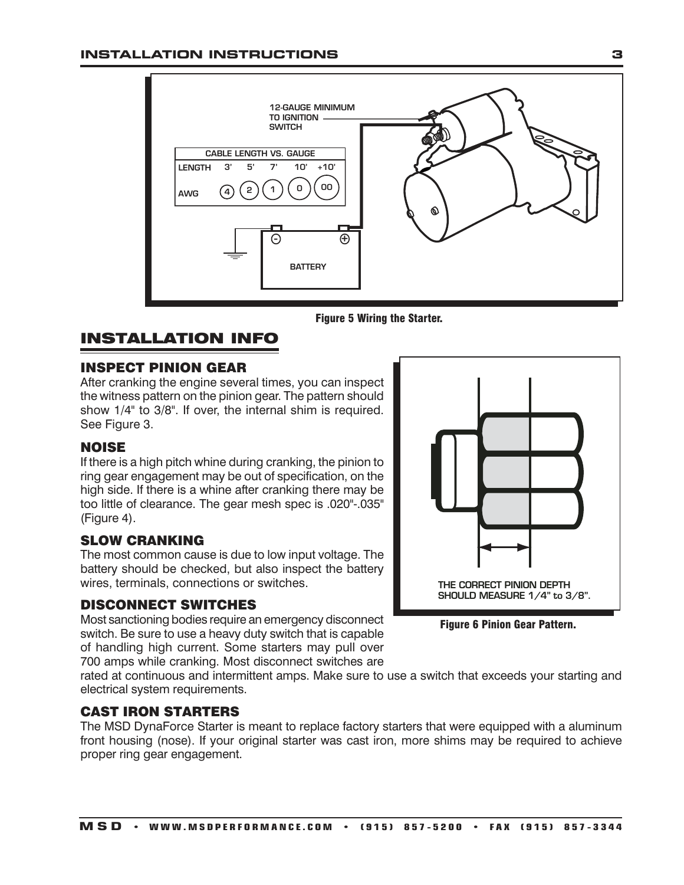| CABLE LENGTH VS. GAUGE | | | | | |
|---|---|---|---|---|---|
| LENGTH | 3' | 5' | 7' | 10' | +10' |
| AWG | 4 | 2 | 1 | 0 | 00 |

12-GAUGE MINIMUM TO IGNITION SWITCH

BATTERY

Figure 5 Wiring the Starter.

## INSTALLATION INFO

### INSPECT PINION GEAR

After cranking the engine several times, you can inspect the witness pattern on the pinion gear. The pattern should show 1/4" to 3/8". If over, the internal shim is required. See Figure 3.

### NOISE

If there is a high pitch whine during cranking, the pinion to ring gear engagement may be out of specification, on the high side. If there is a whine after cranking there may be too little of clearance. The gear mesh spec is .020"-.035" (Figure 4).

### SLOW CRANKING

The most common cause is due to low input voltage. The battery should be checked, but also inspect the battery wires, terminals, connections or switches.

### DISCONNECT SWITCHES

Most sanctioning bodies require an emergency disconnect switch. Be sure to use a heavy duty switch that is capable of handling high current. Some starters may pull over 700 amps while cranking. Most disconnect switches are rated at continuous and intermittent amps. Make sure to use a switch that exceeds your starting and electrical system requirements.

THE CORRECT PINION DEPTH SHOULD MEASURE 1/4" to 3/8".

Figure 6 Pinion Gear Pattern.

### CAST IRON STARTERS

The MSD DynaForce Starter is meant to replace factory starters that were equipped with a aluminum front housing (nose). If your original starter was cast iron, more shims may be required to achieve proper ring gear engagement.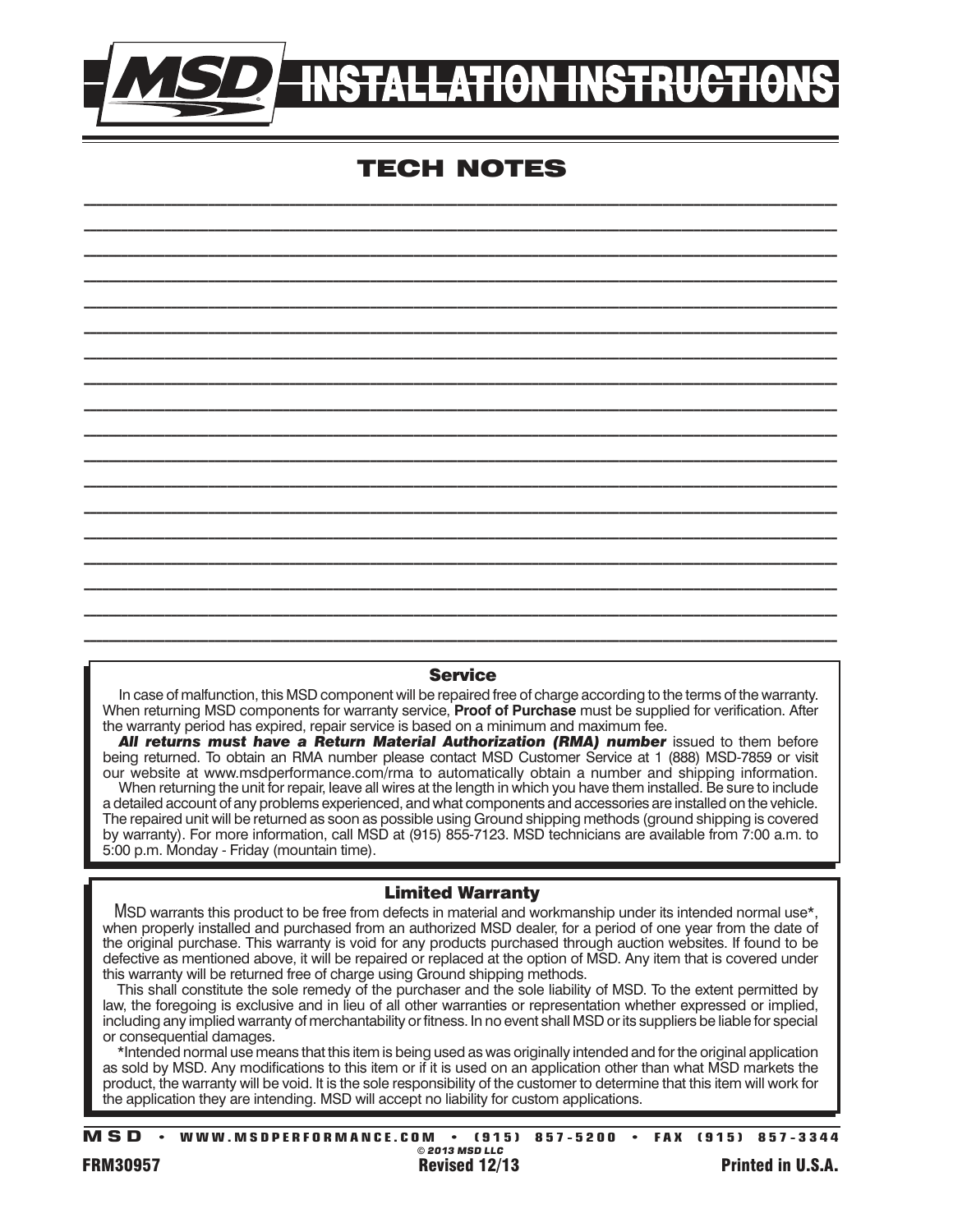# MSD INSTALLATION INSTRUCTIONS

## TECH NOTES

### Service

In case of malfunction, this MSD component will be repaired free of charge according to the terms of the warranty. When returning MSD components for warranty service, **Proof of Purchase** must be supplied for verification. After the warranty period has expired, repair service is based on a minimum and maximum fee.

***All returns must have a Return Material Authorization (RMA) number*** issued to them before being returned. To obtain an RMA number please contact MSD Customer Service at 1 (888) MSD-7859 or visit our website at www.msdperformance.com/rma to automatically obtain a number and shipping information.

When returning the unit for repair, leave all wires at the length in which you have them installed. Be sure to include a detailed account of any problems experienced, and what components and accessories are installed on the vehicle. The repaired unit will be returned as soon as possible using Ground shipping methods (ground shipping is covered by warranty). For more information, call MSD at (915) 855-7123. MSD technicians are available from 7:00 a.m. to 5:00 p.m. Monday - Friday (mountain time).

### Limited Warranty

MSD warrants this product to be free from defects in material and workmanship under its intended normal use*, when properly installed and purchased from an authorized MSD dealer, for a period of one year from the date of the original purchase. This warranty is void for any products purchased through auction websites. If found to be defective as mentioned above, it will be repaired or replaced at the option of MSD. Any item that is covered under this warranty will be returned free of charge using Ground shipping methods.

This shall constitute the sole remedy of the purchaser and the sole liability of MSD. To the extent permitted by law, the foregoing is exclusive and in lieu of all other warranties or representation whether expressed or implied, including any implied warranty of merchantability or fitness. In no event shall MSD or its suppliers be liable for special or consequential damages.

*Intended normal use means that this item is being used as was originally intended and for the original application as sold by MSD. Any modifications to this item or if it is used on an application other than what MSD markets the product, the warranty will be void. It is the sole responsibility of the customer to determine that this item will work for the application they are intending. MSD will accept no liability for custom applications.

MSD • WWW.MSDPERFORMANCE.COM • (915) 857-5200 • FAX (915) 857-3344

© 2013 MSD LLC

FRM30957 Revised 12/13 Printed in U.S.A.